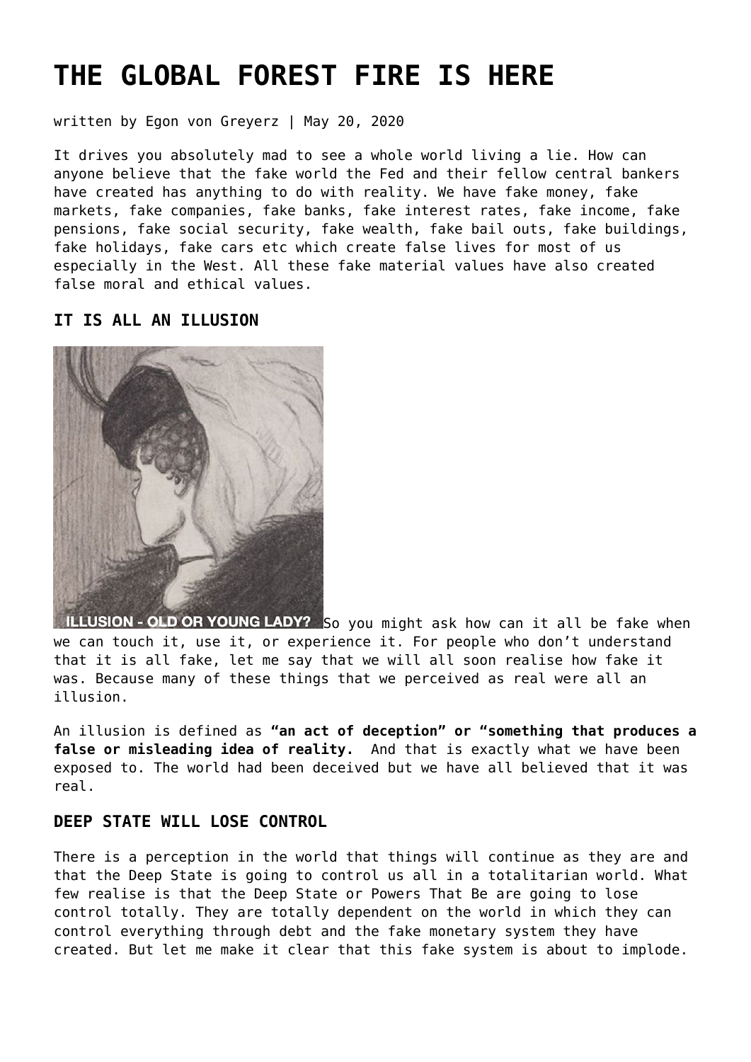# THE GLOBAL FOREST FIRE IS HERE

written by Egon von Greyerz | May 20, 2020

It drives you absolutely mad to see a whole world living a lie. How can anyone believe that the fake world the Fed and their fellow central bankers have created has anything to do with reality. We have fake money, fake markets, fake companies, fake banks, fake interest rates, fake income, fake pensions, fake social security, fake wealth, fake bail outs, fake buildings, fake holidays, fake cars etc which create false lives for most of us especially in the West. All these fake material values have also created false moral and ethical values.

### IT IS ALL AN ILLUSION

ILLUSION - OLD OR YOUNG LADY?

So you might ask how can it all be fake when we can touch it, use it, or experience it. For people who don't understand that it is all fake, let me say that we will all soon realise how fake it was. Because many of these things that we perceived as real were all an illusion.

An illusion is defined as **"an act of deception" or "something that produces a false or misleading idea of reality.** And that is exactly what we have been exposed to. The world had been deceived but we have all believed that it was real.

### DEEP STATE WILL LOSE CONTROL

There is a perception in the world that things will continue as they are and that the Deep State is going to control us all in a totalitarian world. What few realise is that the Deep State or Powers That Be are going to lose control totally. They are totally dependent on the world in which they can control everything through debt and the fake monetary system they have created. But let me make it clear that this fake system is about to implode.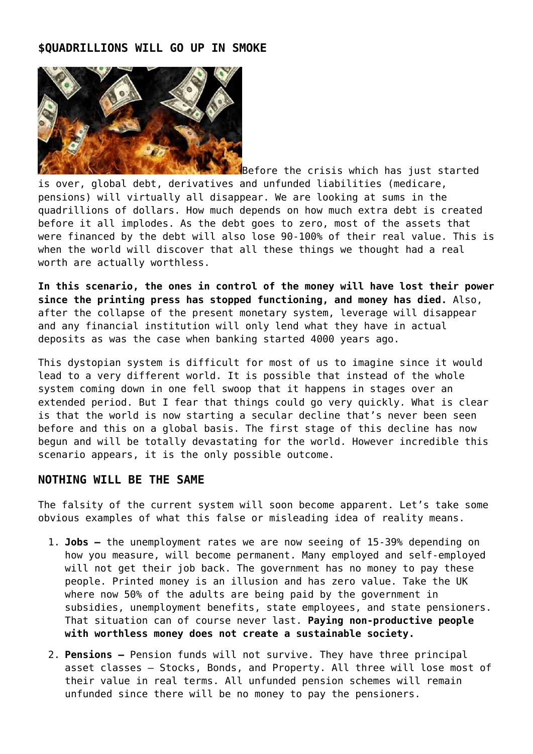## $QUADRILLIONS WILL GO UP IN SMOKE

Before the crisis which has just started is over, global debt, derivatives and unfunded liabilities (medicare, pensions) will virtually all disappear. We are looking at sums in the quadrillions of dollars. How much depends on how much extra debt is created before it all implodes. As the debt goes to zero, most of the assets that were financed by the debt will also lose 90-100% of their real value. This is when the world will discover that all these things we thought had a real worth are actually worthless.

**In this scenario, the ones in control of the money will have lost their power since the printing press has stopped functioning, and money has died.** Also, after the collapse of the present monetary system, leverage will disappear and any financial institution will only lend what they have in actual deposits as was the case when banking started 4000 years ago.

This dystopian system is difficult for most of us to imagine since it would lead to a very different world. It is possible that instead of the whole system coming down in one fell swoop that it happens in stages over an extended period. But I fear that things could go very quickly. What is clear is that the world is now starting a secular decline that's never been seen before and this on a global basis. The first stage of this decline has now begun and will be totally devastating for the world. However incredible this scenario appears, it is the only possible outcome.

## NOTHING WILL BE THE SAME

The falsity of the current system will soon become apparent. Let's take some obvious examples of what this false or misleading idea of reality means.

1. **Jobs –** the unemployment rates we are now seeing of 15-39% depending on how you measure, will become permanent. Many employed and self-employed will not get their job back. The government has no money to pay these people. Printed money is an illusion and has zero value. Take the UK where now 50% of the adults are being paid by the government in subsidies, unemployment benefits, state employees, and state pensioners. That situation can of course never last. **Paying non-productive people with worthless money does not create a sustainable society.**

2. **Pensions –** Pension funds will not survive. They have three principal asset classes – Stocks, Bonds, and Property. All three will lose most of their value in real terms. All unfunded pension schemes will remain unfunded since there will be no money to pay the pensioners.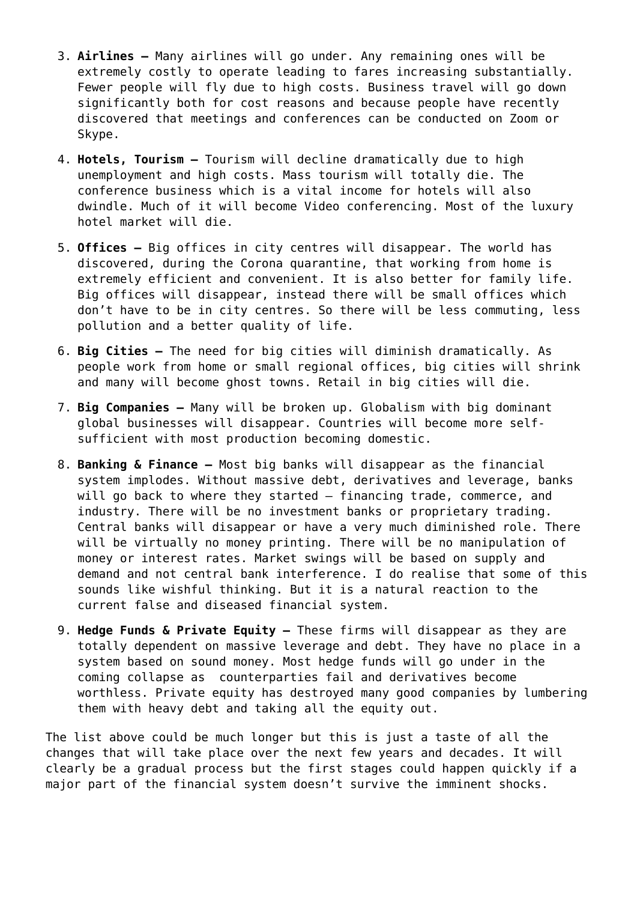3. **Airlines –** Many airlines will go under. Any remaining ones will be extremely costly to operate leading to fares increasing substantially. Fewer people will fly due to high costs. Business travel will go down significantly both for cost reasons and because people have recently discovered that meetings and conferences can be conducted on Zoom or Skype.

4. **Hotels, Tourism –** Tourism will decline dramatically due to high unemployment and high costs. Mass tourism will totally die. The conference business which is a vital income for hotels will also dwindle. Much of it will become Video conferencing. Most of the luxury hotel market will die.

5. **Offices –** Big offices in city centres will disappear. The world has discovered, during the Corona quarantine, that working from home is extremely efficient and convenient. It is also better for family life. Big offices will disappear, instead there will be small offices which don't have to be in city centres. So there will be less commuting, less pollution and a better quality of life.

6. **Big Cities –** The need for big cities will diminish dramatically. As people work from home or small regional offices, big cities will shrink and many will become ghost towns. Retail in big cities will die.

7. **Big Companies –** Many will be broken up. Globalism with big dominant global businesses will disappear. Countries will become more self-sufficient with most production becoming domestic.

8. **Banking & Finance –** Most big banks will disappear as the financial system implodes. Without massive debt, derivatives and leverage, banks will go back to where they started – financing trade, commerce, and industry. There will be no investment banks or proprietary trading. Central banks will disappear or have a very much diminished role. There will be virtually no money printing. There will be no manipulation of money or interest rates. Market swings will be based on supply and demand and not central bank interference. I do realise that some of this sounds like wishful thinking. But it is a natural reaction to the current false and diseased financial system.

9. **Hedge Funds & Private Equity –** These firms will disappear as they are totally dependent on massive leverage and debt. They have no place in a system based on sound money. Most hedge funds will go under in the coming collapse as counterparties fail and derivatives become worthless. Private equity has destroyed many good companies by lumbering them with heavy debt and taking all the equity out.

The list above could be much longer but this is just a taste of all the changes that will take place over the next few years and decades. It will clearly be a gradual process but the first stages could happen quickly if a major part of the financial system doesn't survive the imminent shocks.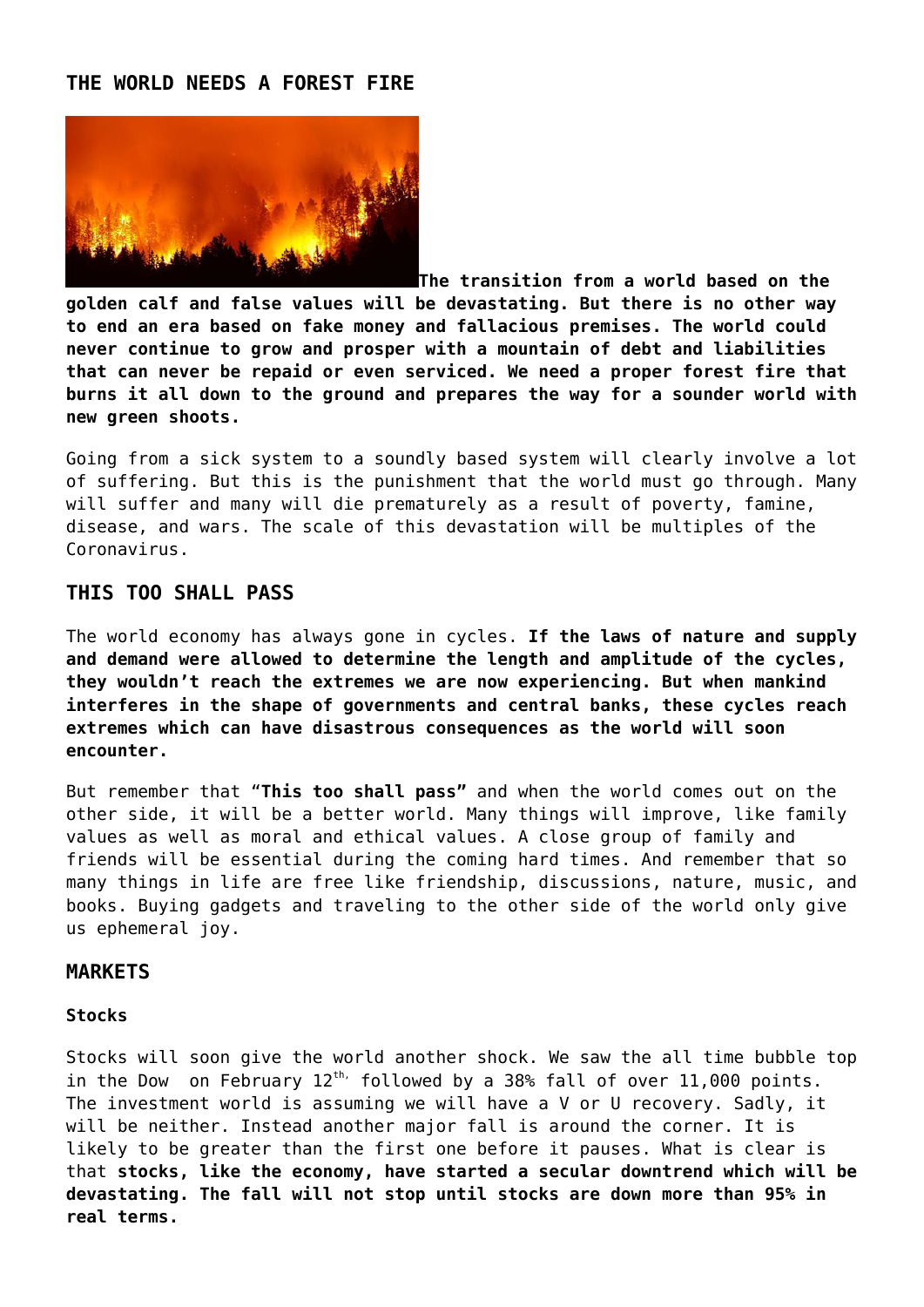## THE WORLD NEEDS A FOREST FIRE

**The transition from a world based on the golden calf and false values will be devastating. But there is no other way to end an era based on fake money and fallacious premises. The world could never continue to grow and prosper with a mountain of debt and liabilities that can never be repaid or even serviced. We need a proper forest fire that burns it all down to the ground and prepares the way for a sounder world with new green shoots.**

Going from a sick system to a soundly based system will clearly involve a lot of suffering. But this is the punishment that the world must go through. Many will suffer and many will die prematurely as a result of poverty, famine, disease, and wars. The scale of this devastation will be multiples of the Coronavirus.

## THIS TOO SHALL PASS

The world economy has always gone in cycles. **If the laws of nature and supply and demand were allowed to determine the length and amplitude of the cycles, they wouldn't reach the extremes we are now experiencing. But when mankind interferes in the shape of governments and central banks, these cycles reach extremes which can have disastrous consequences as the world will soon encounter.**

But remember that "**This too shall pass"** and when the world comes out on the other side, it will be a better world. Many things will improve, like family values as well as moral and ethical values. A close group of family and friends will be essential during the coming hard times. And remember that so many things in life are free like friendship, discussions, nature, music, and books. Buying gadgets and traveling to the other side of the world only give us ephemeral joy.

## MARKETS

### Stocks

Stocks will soon give the world another shock. We saw the all time bubble top in the Dow on February 12th, followed by a 38% fall of over 11,000 points. The investment world is assuming we will have a V or U recovery. Sadly, it will be neither. Instead another major fall is around the corner. It is likely to be greater than the first one before it pauses. What is clear is that **stocks, like the economy, have started a secular downtrend which will be devastating. The fall will not stop until stocks are down more than 95% in real terms.**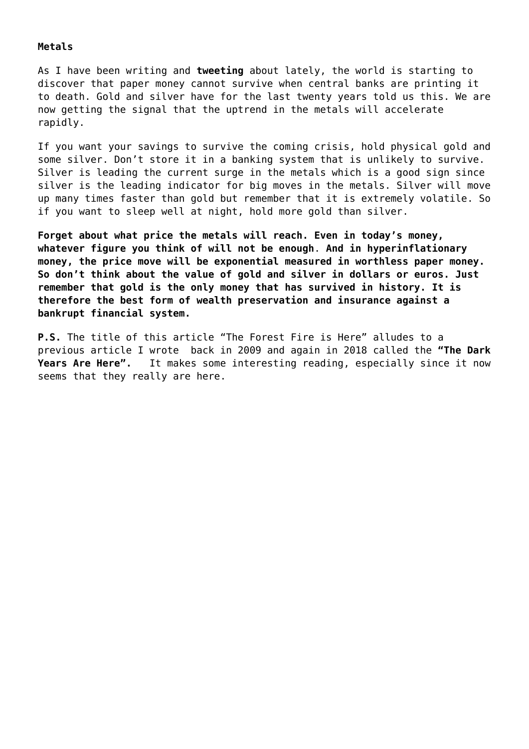**Metals**

As I have been writing and **tweeting** about lately, the world is starting to discover that paper money cannot survive when central banks are printing it to death. Gold and silver have for the last twenty years told us this. We are now getting the signal that the uptrend in the metals will accelerate rapidly.

If you want your savings to survive the coming crisis, hold physical gold and some silver. Don't store it in a banking system that is unlikely to survive. Silver is leading the current surge in the metals which is a good sign since silver is the leading indicator for big moves in the metals. Silver will move up many times faster than gold but remember that it is extremely volatile. So if you want to sleep well at night, hold more gold than silver.

**Forget about what price the metals will reach. Even in today's money, whatever figure you think of will not be enough**. **And in hyperinflationary money, the price move will be exponential measured in worthless paper money. So don't think about the value of gold and silver in dollars or euros. Just remember that gold is the only money that has survived in history. It is therefore the best form of wealth preservation and insurance against a bankrupt financial system.**

**P.S.** The title of this article "The Forest Fire is Here" alludes to a previous article I wrote back in 2009 and again in 2018 called the **"The Dark Years Are Here".** It makes some interesting reading, especially since it now seems that they really are here.